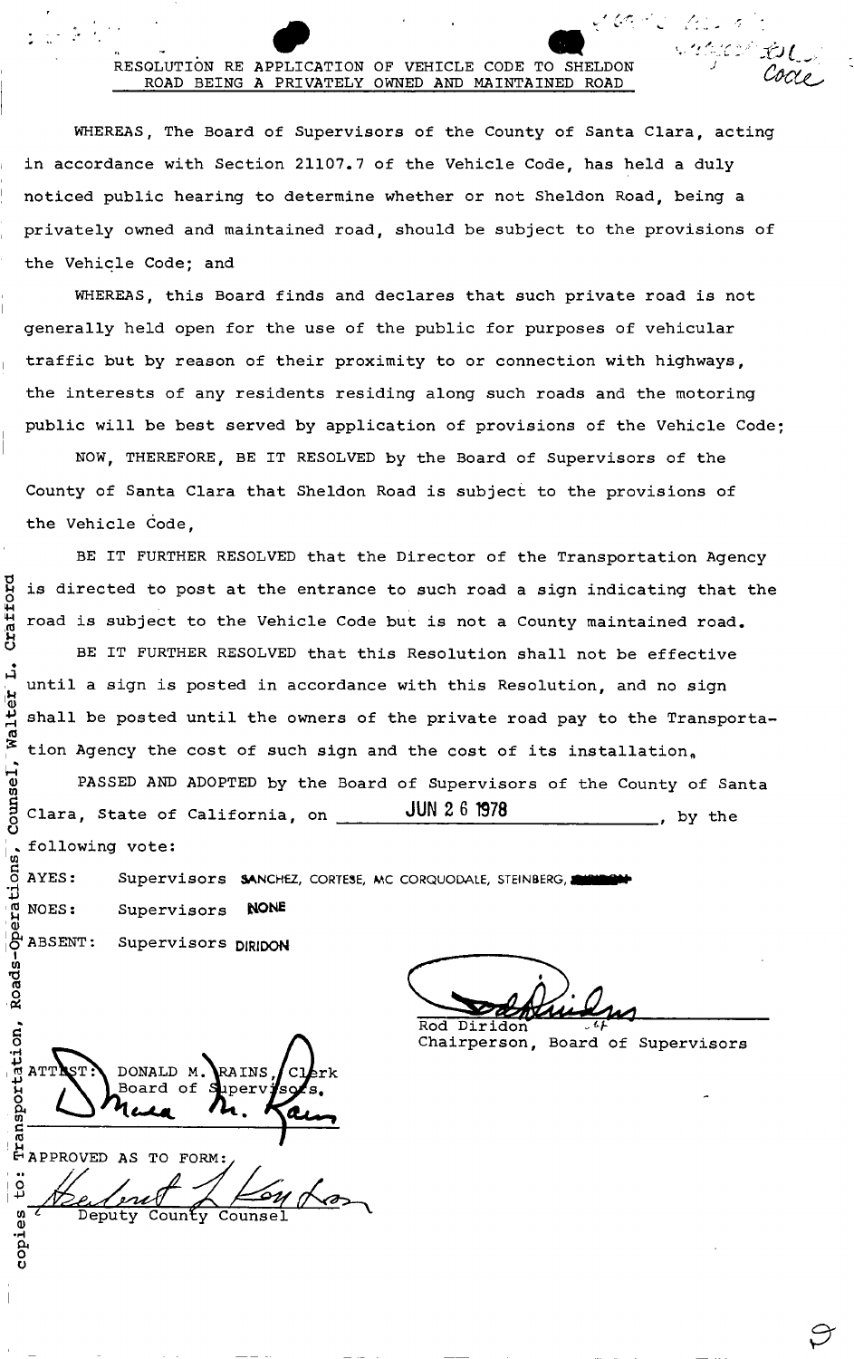# RESOLUTION RE APPLICATION OF VEHICLE CODE TO SHELDON ROAD BEING A PRIVATELY OWNED AND MAINTAINED ROAD

WHEREAS, The Board of Supervisors of the County of Santa Clara, acting in accordance with Section 21107.7 of the Vehicle Code, has held a duly noticed public hearing to determine whether or not Sheldon Road, being a privately owned and maintained road, should be subject to the provisions of the Vehicle Code; and

WHEREAS, this Board finds and declares that such private road is not generally held open for the use of the public for purposes of vehicular traffic but by reason of their proximity to or connection with highways, the interests of any residents residing along such roads and the motoring public will be best served by application of provisions of the Vehicle Code;

NOW, THEREFORE, BE IT RESOLVED by the Board of Supervisors of the County of Santa Clara that Sheldon Road is subject to the provisions of the Vehicle Code,

BE IT FURTHER RESOLVED that the Director of the Transportation Agency is directed to post at the entrance to such road a sign indicating that the road is subject to the Vehicle Code but is not a County maintained road.

BE IT FURTHER RESOLVED that this Resolution shall not be effective until a sign is posted in accordance with this Resolution, and no sign shall be posted until the owners of the private road pay to the Transportation Agency the cost of such sign and the cost of its installation.

PASSED AND ADOPTED by the Board of Supervisors of the County of Santa Clara, State of California, on JUN 26 1978, by the following vote:

AYES: Supervisors SANCHEZ, CORTESE, MC CORQUODALE, STEINBERG,

NOES: Supervisors NONE

ABSENT: Supervisors DIRIDON

Rod Diridon
Chairperson, Board of Supervisors

ATTEST: DONALD M. RAINS, Clerk
Board of Supervisors

APPROVED AS TO FORM:

Deputy County Counsel

copies to: Transportation, Roads-Operations, Counsel, Walter L. Crafford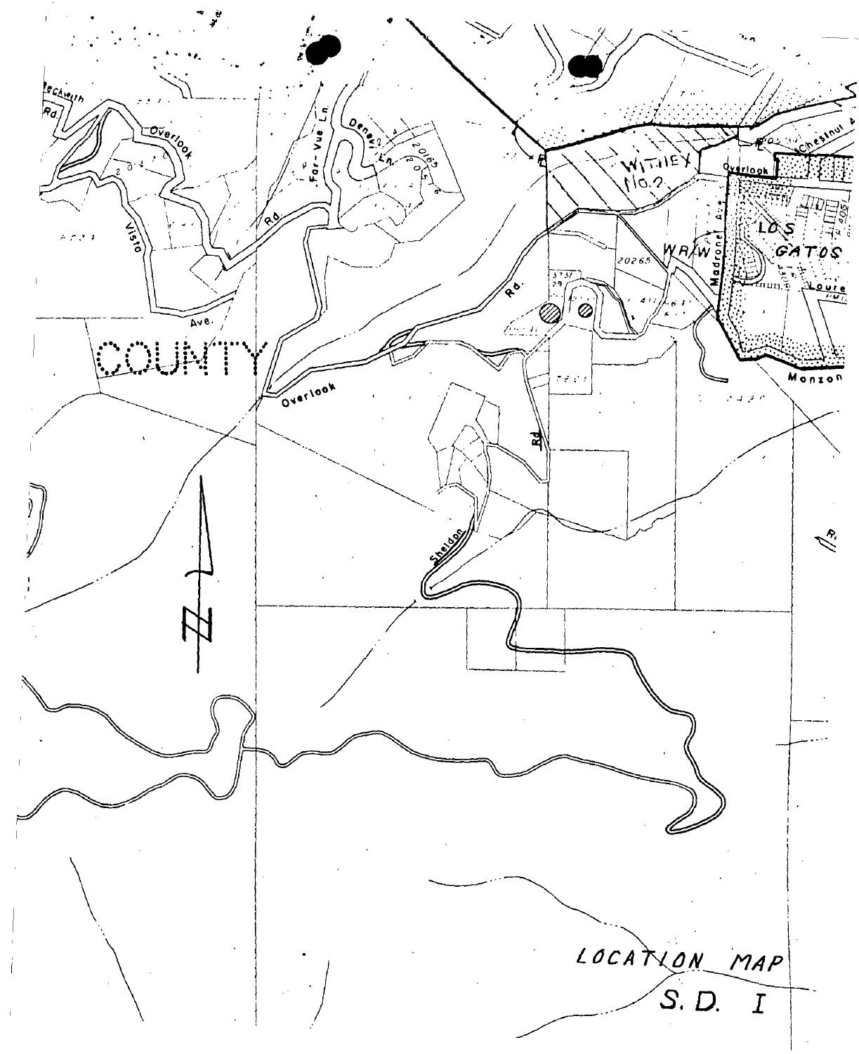LOCATION MAP

S. D. I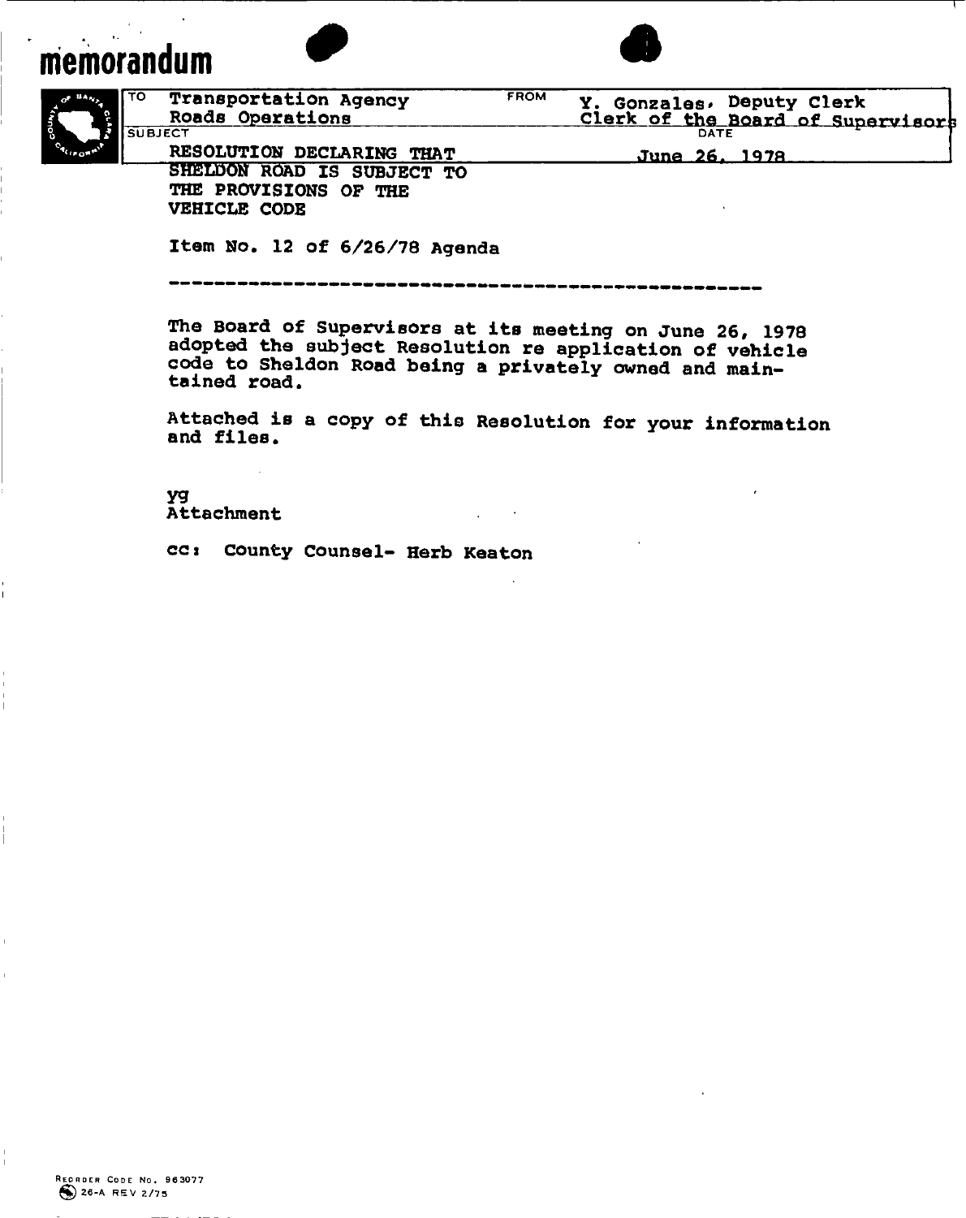# memorandum

| | |
|---|---|
| **TO** Transportation Agency Roads Operations | **FROM** Y. Gonzales, Deputy Clerk Clerk of the Board of Supervisors |
| **SUBJECT** RESOLUTION DECLARING THAT SHELDON ROAD IS SUBJECT TO THE PROVISIONS OF THE VEHICLE CODE | **DATE** June 26, 1978 |

Item No. 12 of 6/26/78 Agenda

---

The Board of Supervisors at its meeting on June 26, 1978 adopted the subject Resolution re application of vehicle code to Sheldon Road being a privately owned and maintained road.

Attached is a copy of this Resolution for your information and files.

yg
Attachment

cc: County Counsel- Herb Keaton

Reorder Code No. 963077
26-A REV 2/75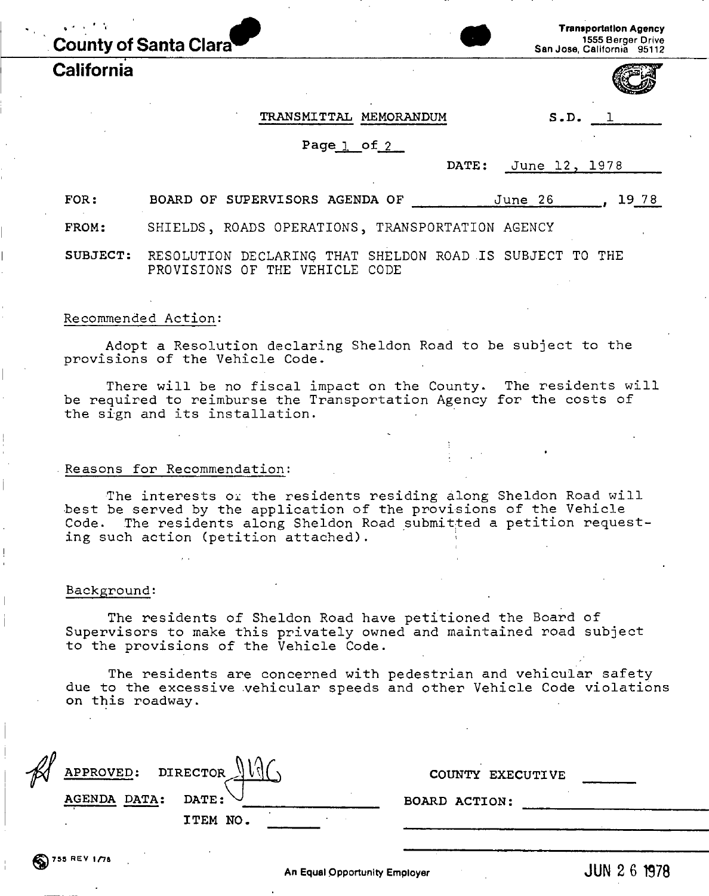County of Santa Clara
California

Transportation Agency
1555 Berger Drive
San Jose, California 95112

TRANSMITTAL MEMORANDUM

S.D. 1

Page 1 of 2

DATE: June 12, 1978

FOR: BOARD OF SUPERVISORS AGENDA OF June 26, 1978

FROM: SHIELDS, ROADS OPERATIONS, TRANSPORTATION AGENCY

SUBJECT: RESOLUTION DECLARING THAT SHELDON ROAD IS SUBJECT TO THE PROVISIONS OF THE VEHICLE CODE

Recommended Action:

Adopt a Resolution declaring Sheldon Road to be subject to the provisions of the Vehicle Code.

There will be no fiscal impact on the County. The residents will be required to reimburse the Transportation Agency for the costs of the sign and its installation.

Reasons for Recommendation:

The interests of the residents residing along Sheldon Road will best be served by the application of the provisions of the Vehicle Code. The residents along Sheldon Road submitted a petition requesting such action (petition attached).

Background:

The residents of Sheldon Road have petitioned the Board of Supervisors to make this privately owned and maintained road subject to the provisions of the Vehicle Code.

The residents are concerned with pedestrian and vehicular safety due to the excessive vehicular speeds and other Vehicle Code violations on this roadway.

APPROVED: DIRECTOR JHG

COUNTY EXECUTIVE

AGENDA DATA: DATE:

BOARD ACTION:

ITEM NO.

755 REV 1/78

An Equal Opportunity Employer

JUN 26 1978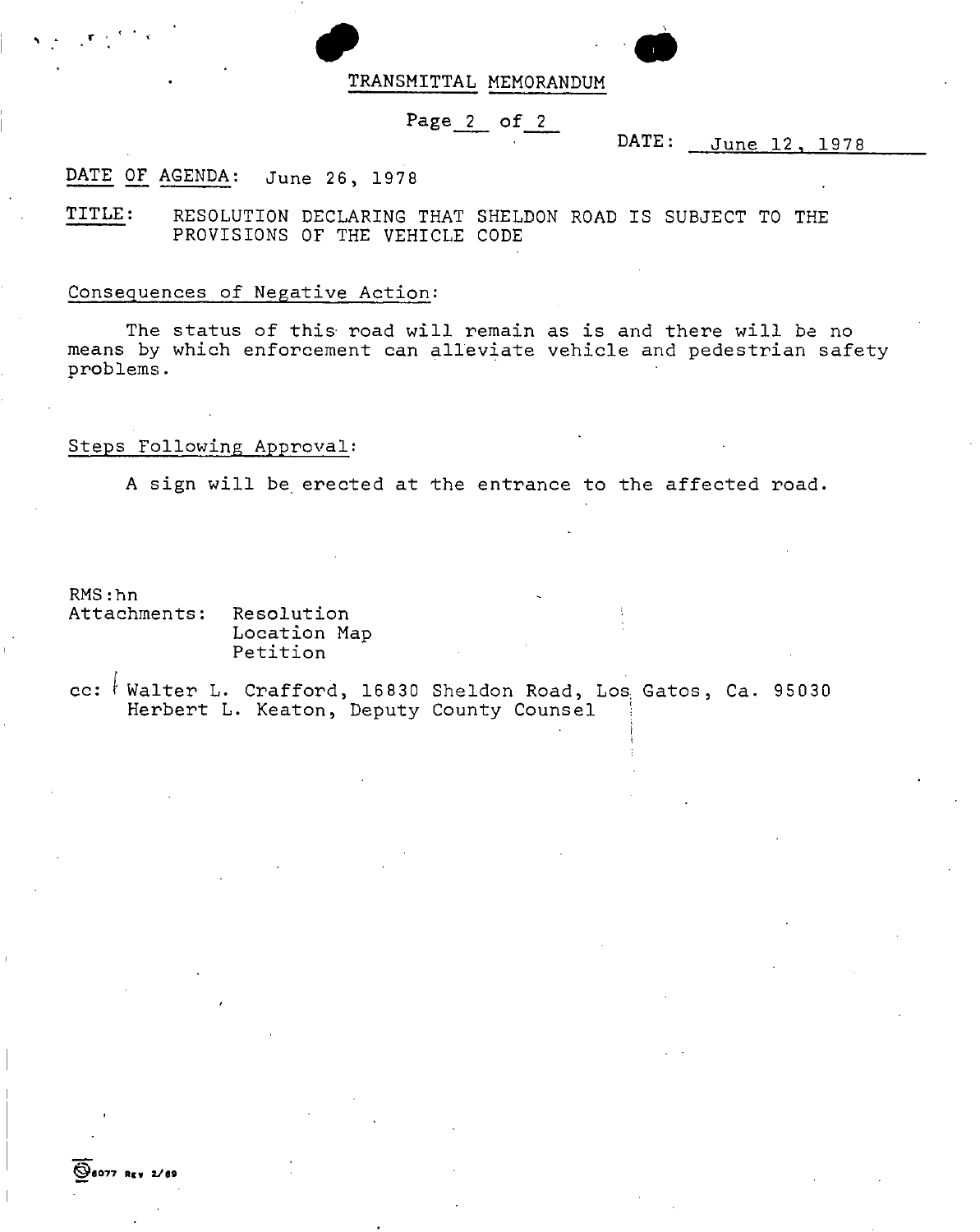# TRANSMITTAL MEMORANDUM

Page 2 of 2

DATE: June 12, 1978

DATE OF AGENDA: June 26, 1978

TITLE: RESOLUTION DECLARING THAT SHELDON ROAD IS SUBJECT TO THE PROVISIONS OF THE VEHICLE CODE

Consequences of Negative Action:

The status of this road will remain as is and there will be no means by which enforcement can alleviate vehicle and pedestrian safety problems.

Steps Following Approval:

A sign will be erected at the entrance to the affected road.

RMS:hn

Attachments: Resolution
Location Map
Petition

cc: Walter L. Crafford, 16830 Sheldon Road, Los Gatos, Ca. 95030
Herbert L. Keaton, Deputy County Counsel

6077 REV 2/69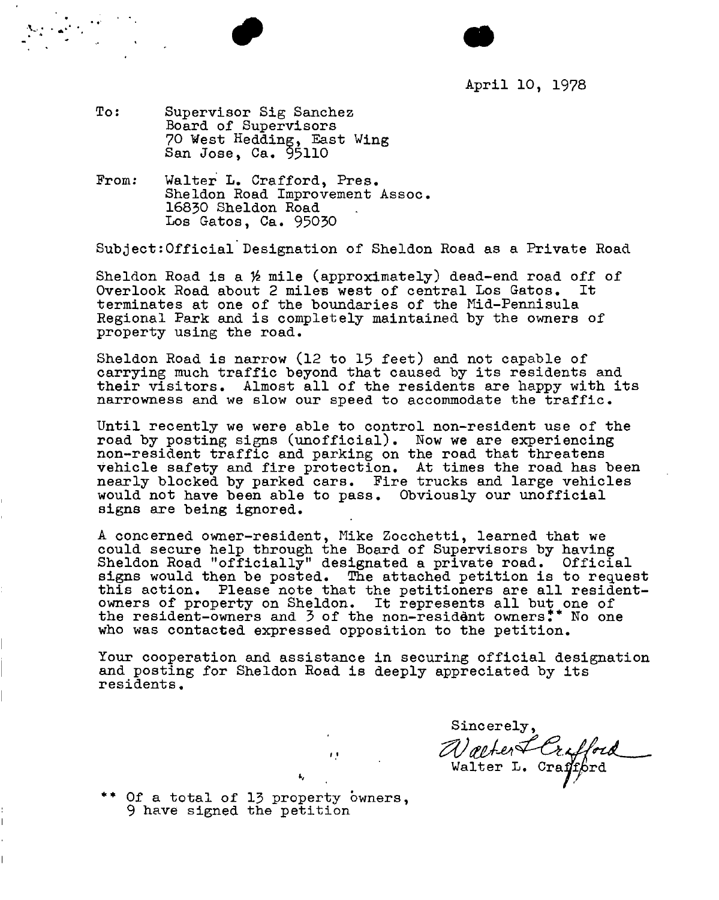April 10, 1978

To: Supervisor Sig Sanchez
Board of Supervisors
70 West Hedding, East Wing
San Jose, Ca. 95110

From: Walter L. Crafford, Pres.
Sheldon Road Improvement Assoc.
16830 Sheldon Road
Los Gatos, Ca. 95030

Subject: Official Designation of Sheldon Road as a Private Road

Sheldon Road is a ½ mile (approximately) dead-end road off of Overlook Road about 2 miles west of central Los Gatos. It terminates at one of the boundaries of the Mid-Pennisula Regional Park and is completely maintained by the owners of property using the road.

Sheldon Road is narrow (12 to 15 feet) and not capable of carrying much traffic beyond that caused by its residents and their visitors. Almost all of the residents are happy with its narrowness and we slow our speed to accommodate the traffic.

Until recently we were able to control non-resident use of the road by posting signs (unofficial). Now we are experiencing non-resident traffic and parking on the road that threatens vehicle safety and fire protection. At times the road has been nearly blocked by parked cars. Fire trucks and large vehicles would not have been able to pass. Obviously our unofficial signs are being ignored.

A concerned owner-resident, Mike Zocchetti, learned that we could secure help through the Board of Supervisors by having Sheldon Road "officially" designated a private road. Official signs would then be posted. The attached petition is to request this action. Please note that the petitioners are all resident-owners of property on Sheldon. It represents all but one of the resident-owners and 3 of the non-resident owners.** No one who was contacted expressed opposition to the petition.

Your cooperation and assistance in securing official designation and posting for Sheldon Road is deeply appreciated by its residents.

Sincerely,

Walter L. Crafford

Walter L. Crafford

** Of a total of 13 property owners, 9 have signed the petition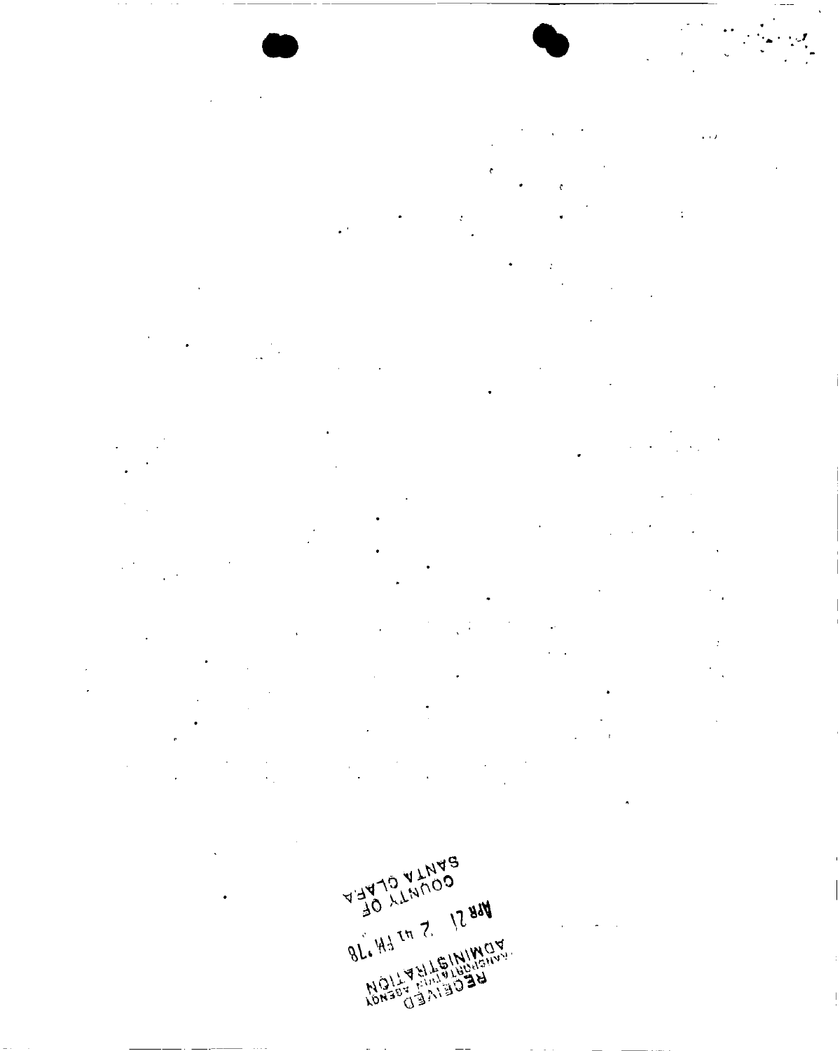COUNTY OF
SANTA CLARA

APR 21 2 41 PM '78

ADMINISTRATION
AGENCY
RECEIVED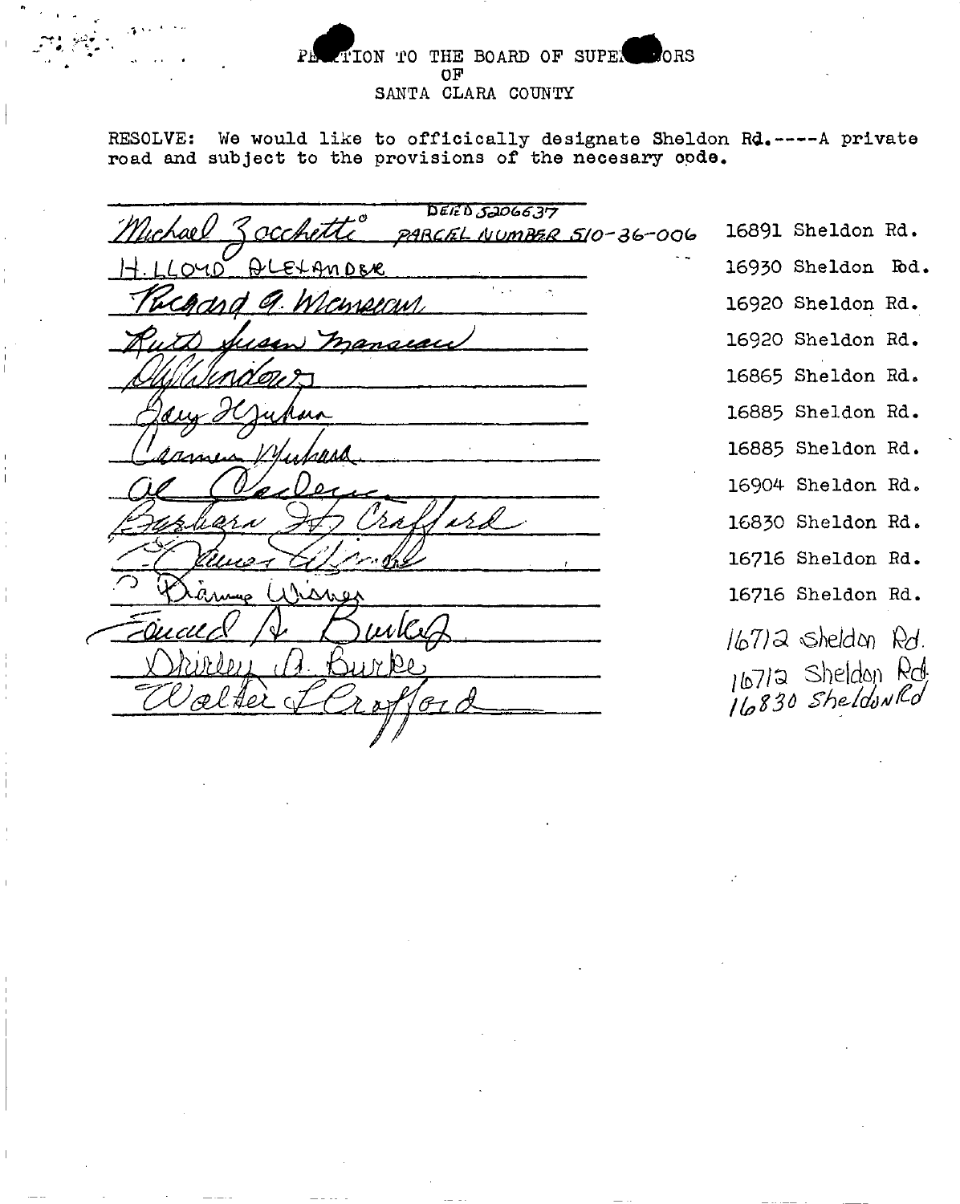PETITION TO THE BOARD OF SUPERVISORS
OF
SANTA CLARA COUNTY

RESOLVE: We would like to officically designate Sheldon Rd.-----A private road and subject to the provisions of the necesary code.

| Signature | Address |
|---|---|
| Michael Zocchetti — DEED 5206637 PARCEL NUMBER 510-36-006 | 16891 Sheldon Rd. |
| H. LLOYD ALEXANDER | 16930 Sheldon Rd. |
| Richard A. Manseau | 16920 Sheldon Rd. |
| Ruth Susan Manseau | 16920 Sheldon Rd. |
| W. Winder | 16865 Sheldon Rd. |
| Gary Hyuhara | 16885 Sheldon Rd. |
| Carmen Yuhara | 16885 Sheldon Rd. |
| Al Valeri | 16904 Sheldon Rd. |
| Barbara H. Crafford | 16830 Sheldon Rd. |
| James Wisner | 16716 Sheldon Rd. |
| Dianne Wisner | 16716 Sheldon Rd. |
| Edward A. Burke | 16712 Sheldon Rd. |
| Shirley A. Burke | 16712 Sheldon Rd. |
| Walter L. Crafford | 16830 Sheldon Rd |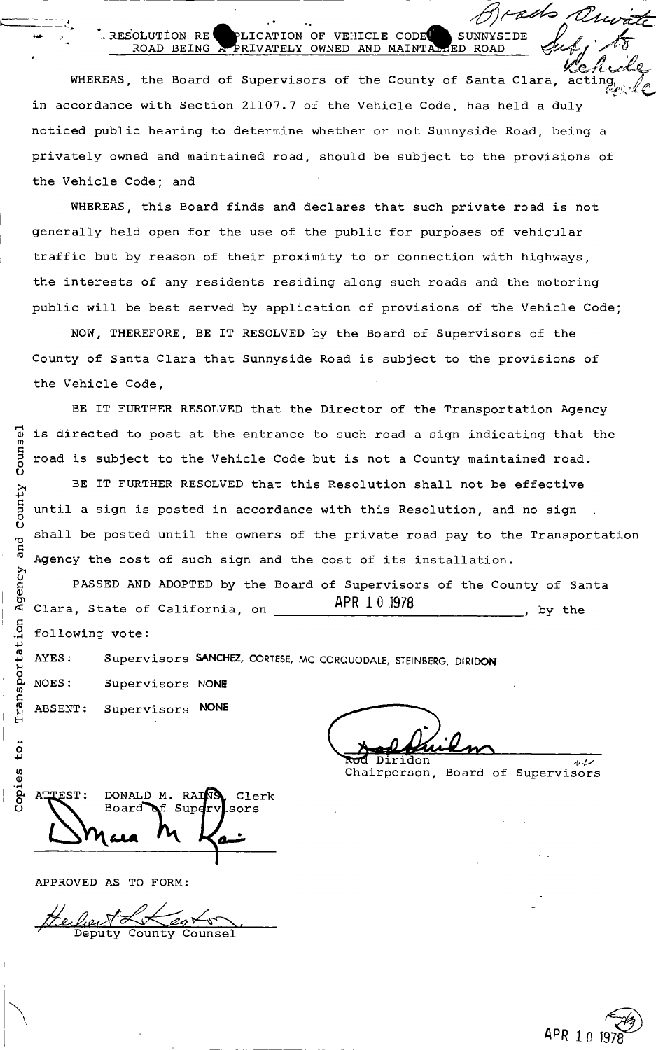RESOLUTION RE[GARDING AP]PLICATION OF VEHICLE CODE [TO] SUNNYSIDE ROAD BEING A PRIVATELY OWNED AND MAINTAINED ROAD

*Roads Private Subj. to Vehicle Code*

WHEREAS, the Board of Supervisors of the County of Santa Clara, acting in accordance with Section 21107.7 of the Vehicle Code, has held a duly noticed public hearing to determine whether or not Sunnyside Road, being a privately owned and maintained road, should be subject to the provisions of the Vehicle Code; and

WHEREAS, this Board finds and declares that such private road is not generally held open for the use of the public for purposes of vehicular traffic but by reason of their proximity to or connection with highways, the interests of any residents residing along such roads and the motoring public will be best served by application of provisions of the Vehicle Code;

NOW, THEREFORE, BE IT RESOLVED by the Board of Supervisors of the County of Santa Clara that Sunnyside Road is subject to the provisions of the Vehicle Code,

BE IT FURTHER RESOLVED that the Director of the Transportation Agency is directed to post at the entrance to such road a sign indicating that the road is subject to the Vehicle Code but is not a County maintained road.

BE IT FURTHER RESOLVED that this Resolution shall not be effective until a sign is posted in accordance with this Resolution, and no sign shall be posted until the owners of the private road pay to the Transportation Agency the cost of such sign and the cost of its installation.

PASSED AND ADOPTED by the Board of Supervisors of the County of Santa Clara, State of California, on APR 10 1978, by the following vote:

AYES: Supervisors SANCHEZ, CORTESE, MC CORQUODALE, STEINBERG, DIRIDON

NOES: Supervisors NONE

ABSENT: Supervisors NONE

Rod Diridon
Chairperson, Board of Supervisors

ATTEST: DONALD M. RAINS, Clerk
Board of Supervisors

APPROVED AS TO FORM:

Deputy County Counsel

Copies to: Transportation Agency and County Counsel

APR 10 1978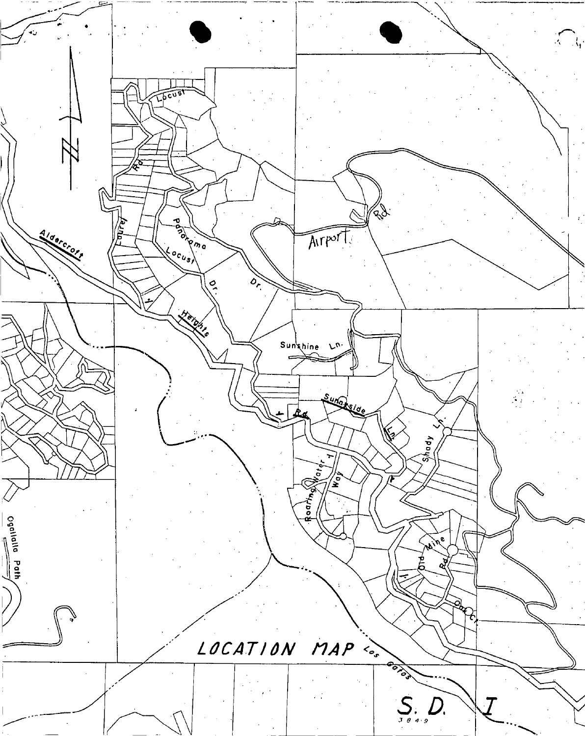# LOCATION MAP

Locust

Laurel Rd.

Aldercroft

Panorama Dr.

Locust Dr.

Heights Rd.

Airport Rd.

Sunshine Ln.

Sunnyside Ln.

Shady Ln.

Roaring Water Way

Old Mine Rd.

Oak Ct.

Ogallala Path

Los Gatos

S. D. I

3849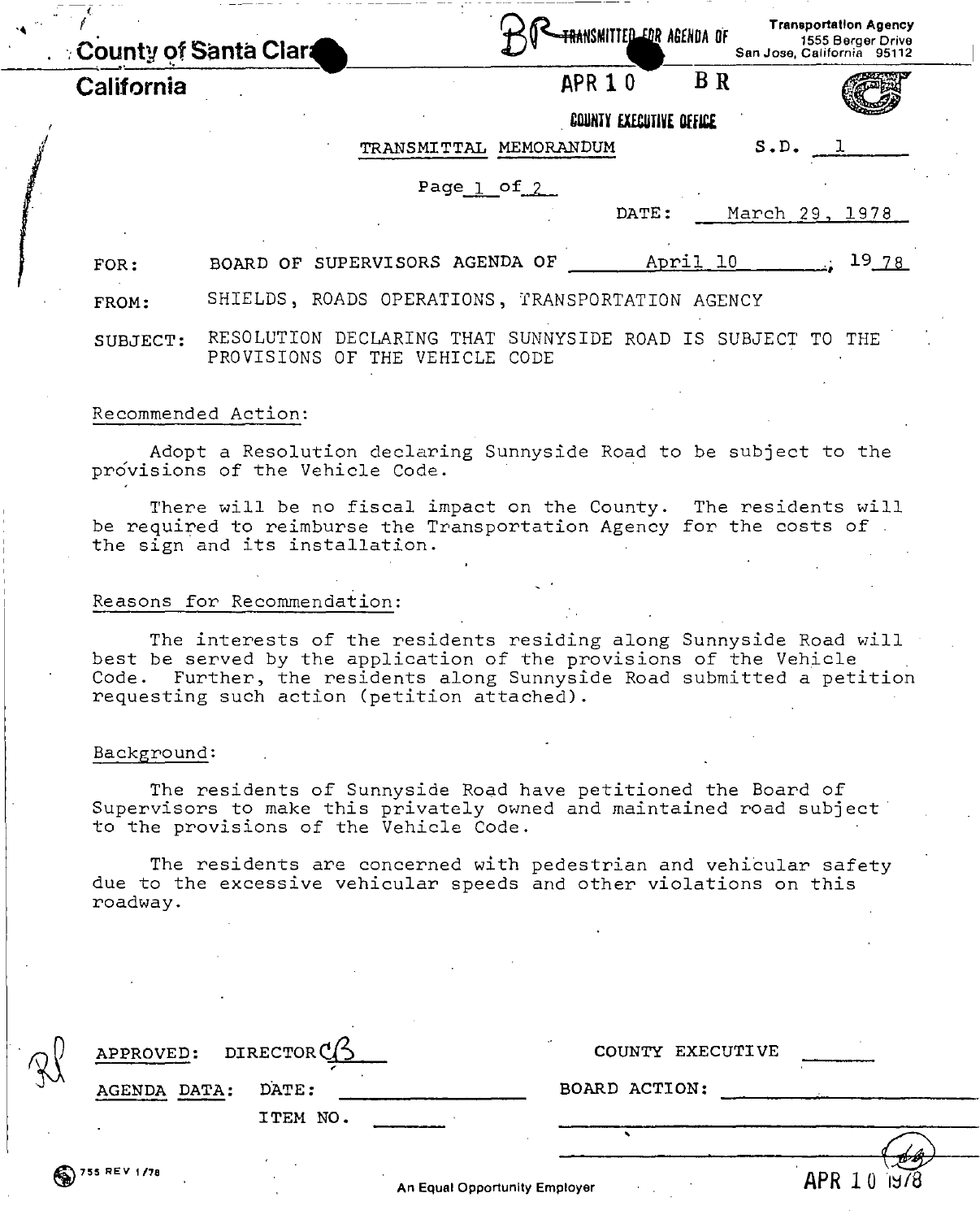County of Santa Clara
California

BR TRANSMITTED FOR AGENDA OF APR 10 BR

COUNTY EXECUTIVE OFFICE

Transportation Agency
1555 Berger Drive
San Jose, California 95112

TRANSMITTAL MEMORANDUM

S.D. 1

Page 1 of 2

DATE: March 29, 1978

FOR: BOARD OF SUPERVISORS AGENDA OF April 10, 1978

FROM: SHIELDS, ROADS OPERATIONS, TRANSPORTATION AGENCY

SUBJECT: RESOLUTION DECLARING THAT SUNNYSIDE ROAD IS SUBJECT TO THE PROVISIONS OF THE VEHICLE CODE

## Recommended Action:

Adopt a Resolution declaring Sunnyside Road to be subject to the provisions of the Vehicle Code.

There will be no fiscal impact on the County. The residents will be required to reimburse the Transportation Agency for the costs of the sign and its installation.

## Reasons for Recommendation:

The interests of the residents residing along Sunnyside Road will best be served by the application of the provisions of the Vehicle Code. Further, the residents along Sunnyside Road submitted a petition requesting such action (petition attached).

## Background:

The residents of Sunnyside Road have petitioned the Board of Supervisors to make this privately owned and maintained road subject to the provisions of the Vehicle Code.

The residents are concerned with pedestrian and vehicular safety due to the excessive vehicular speeds and other violations on this roadway.

APPROVED: DIRECTOR CB

COUNTY EXECUTIVE

AGENDA DATA: DATE:

ITEM NO.

BOARD ACTION:

APR 10 1978

755 REV 1/78

An Equal Opportunity Employer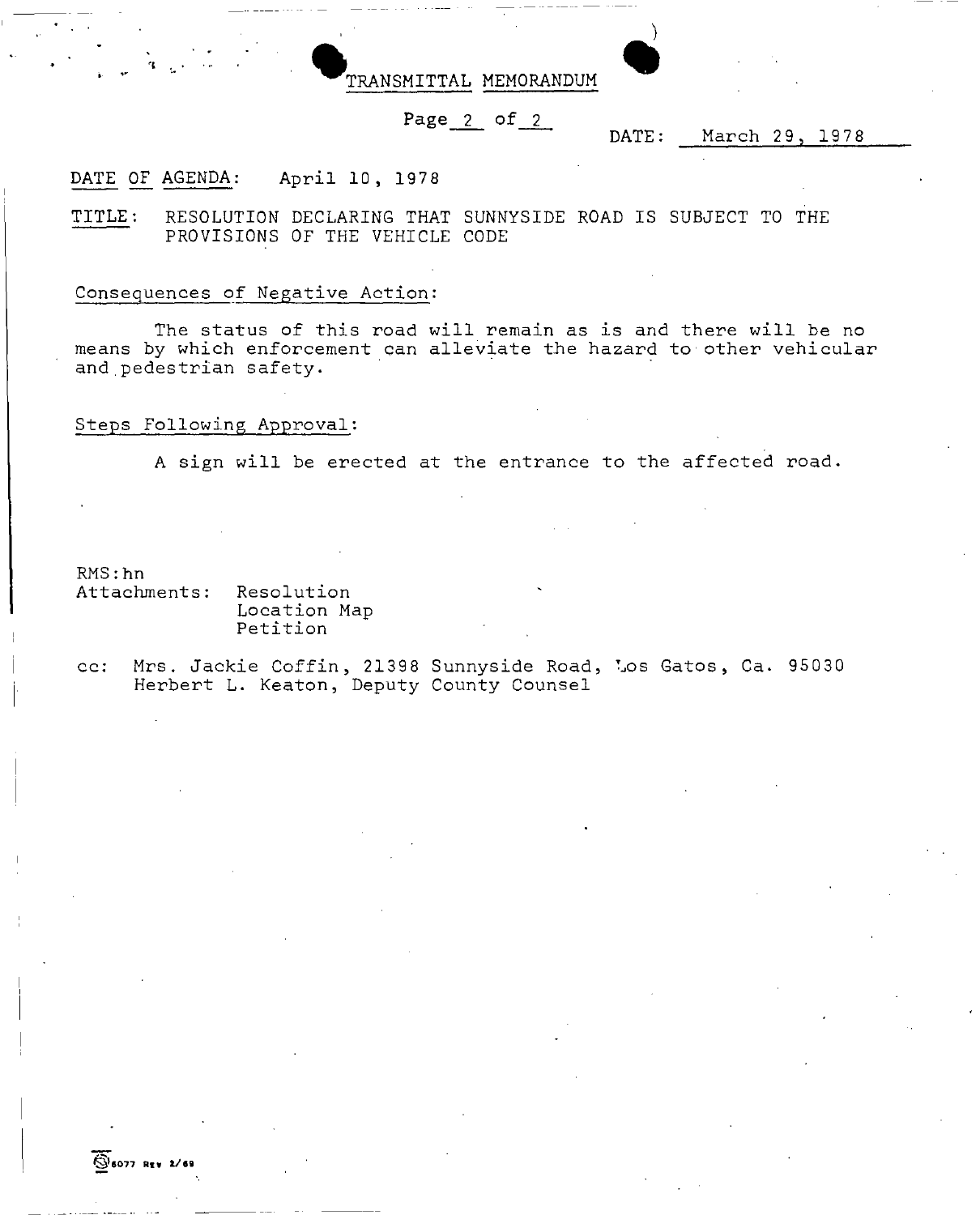# TRANSMITTAL MEMORANDUM

DATE: March 29, 1978

DATE OF AGENDA: April 10, 1978

TITLE: RESOLUTION DECLARING THAT SUNNYSIDE ROAD IS SUBJECT TO THE PROVISIONS OF THE VEHICLE CODE

Consequences of Negative Action:

The status of this road will remain as is and there will be no means by which enforcement can alleviate the hazard to other vehicular and pedestrian safety.

Steps Following Approval:

A sign will be erected at the entrance to the affected road.

RMS:hn

Attachments: Resolution
Location Map
Petition

cc: Mrs. Jackie Coffin, 21398 Sunnyside Road, Los Gatos, Ca. 95030
Herbert L. Keaton, Deputy County Counsel

6077 Rev 2/69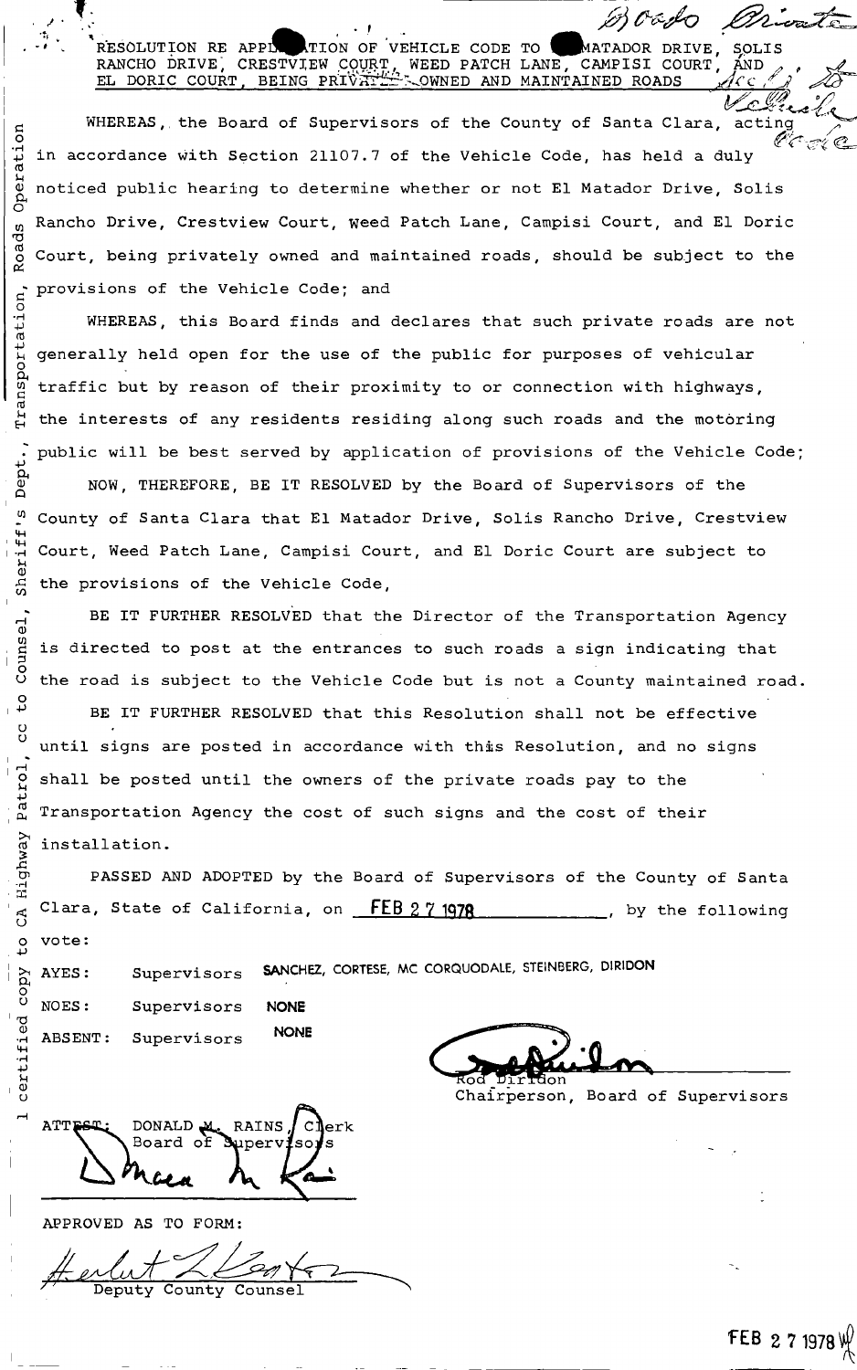RESOLUTION RE APPLICATION OF VEHICLE CODE TO EL MATADOR DRIVE, SOLIS RANCHO DRIVE, CRESTVIEW COURT, WEED PATCH LANE, CAMPISI COURT, AND EL DORIC COURT, BEING PRIVATELY OWNED AND MAINTAINED ROADS

WHEREAS, the Board of Supervisors of the County of Santa Clara, acting in accordance with Section 21107.7 of the Vehicle Code, has held a duly noticed public hearing to determine whether or not El Matador Drive, Solis Rancho Drive, Crestview Court, Weed Patch Lane, Campisi Court, and El Doric Court, being privately owned and maintained roads, should be subject to the provisions of the Vehicle Code; and

WHEREAS, this Board finds and declares that such private roads are not generally held open for the use of the public for purposes of vehicular traffic but by reason of their proximity to or connection with highways, the interests of any residents residing along such roads and the motoring public will be best served by application of provisions of the Vehicle Code;

NOW, THEREFORE, BE IT RESOLVED by the Board of Supervisors of the County of Santa Clara that El Matador Drive, Solis Rancho Drive, Crestview Court, Weed Patch Lane, Campisi Court, and El Doric Court are subject to the provisions of the Vehicle Code,

BE IT FURTHER RESOLVED that the Director of the Transportation Agency is directed to post at the entrances to such roads a sign indicating that the road is subject to the Vehicle Code but is not a County maintained road.

BE IT FURTHER RESOLVED that this Resolution shall not be effective until signs are posted in accordance with this Resolution, and no signs shall be posted until the owners of the private roads pay to the Transportation Agency the cost of such signs and the cost of their installation.

PASSED AND ADOPTED by the Board of Supervisors of the County of Santa Clara, State of California, on FEB 27 1978, by the following vote:

AYES: Supervisors SANCHEZ, CORTESE, MC CORQUODALE, STEINBERG, DIRIDON

NOES: Supervisors NONE

ABSENT: Supervisors NONE

Rod Diridon
Chairperson, Board of Supervisors

ATTEST: DONALD M. RAINS, Clerk
Board of Supervisors

APPROVED AS TO FORM:

Deputy County Counsel

1 certified copy to CA Highway Patrol, cc to Counsel, Sheriff's Dept., Transportation, Roads Operation

FEB 27 1978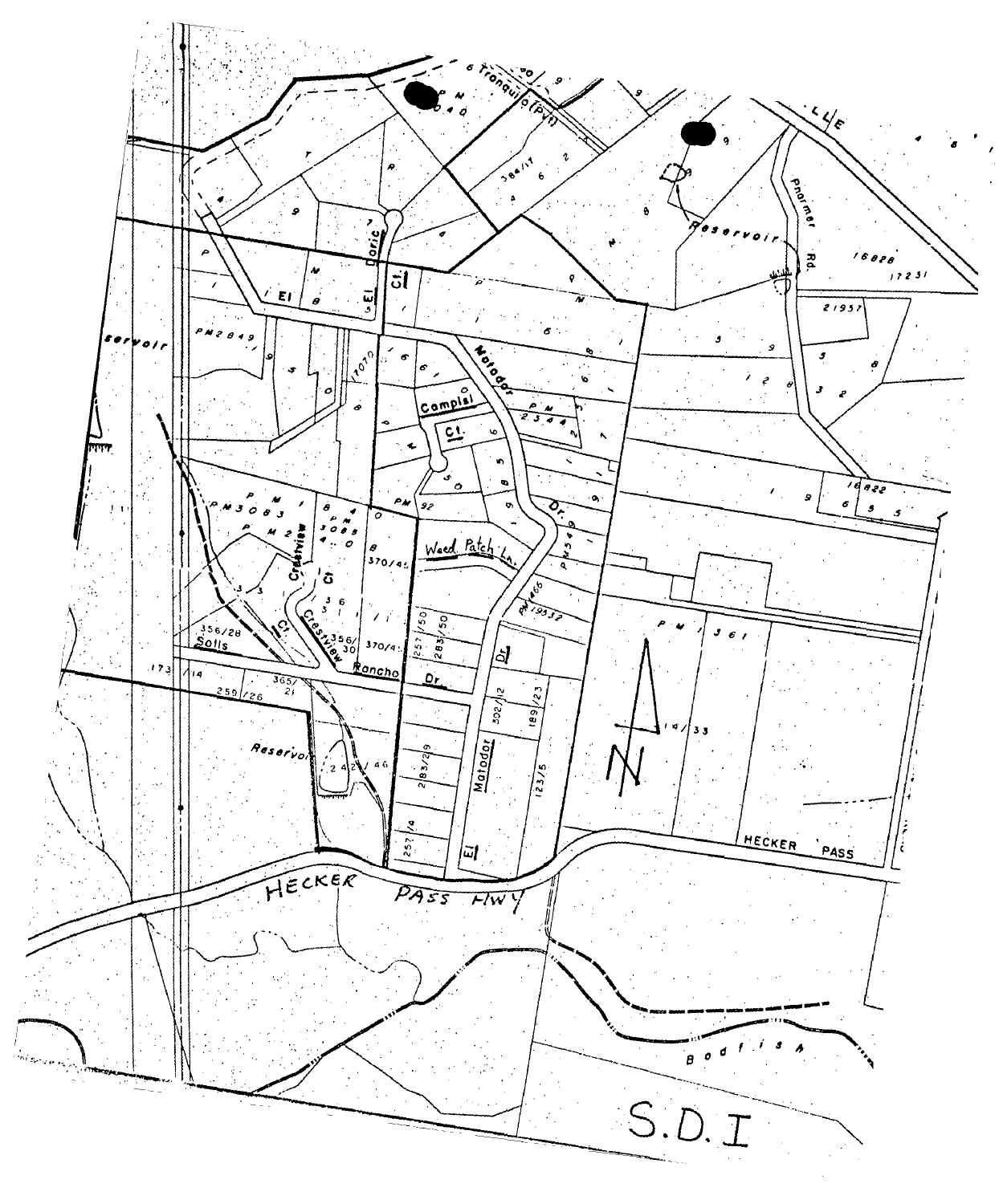Tranquilo (Pvt)

Reservoir

Phormer Rd.

El Doric Ct.

Matador Dr.

Campisi Ct.

Weed Patch Ln.

Crestview Ct.

Solis Ct.

Rancho Dr.

Matador Dr.

Reservoir

HECKER PASS HWY

HECKER PASS

Bodfish

S.D.I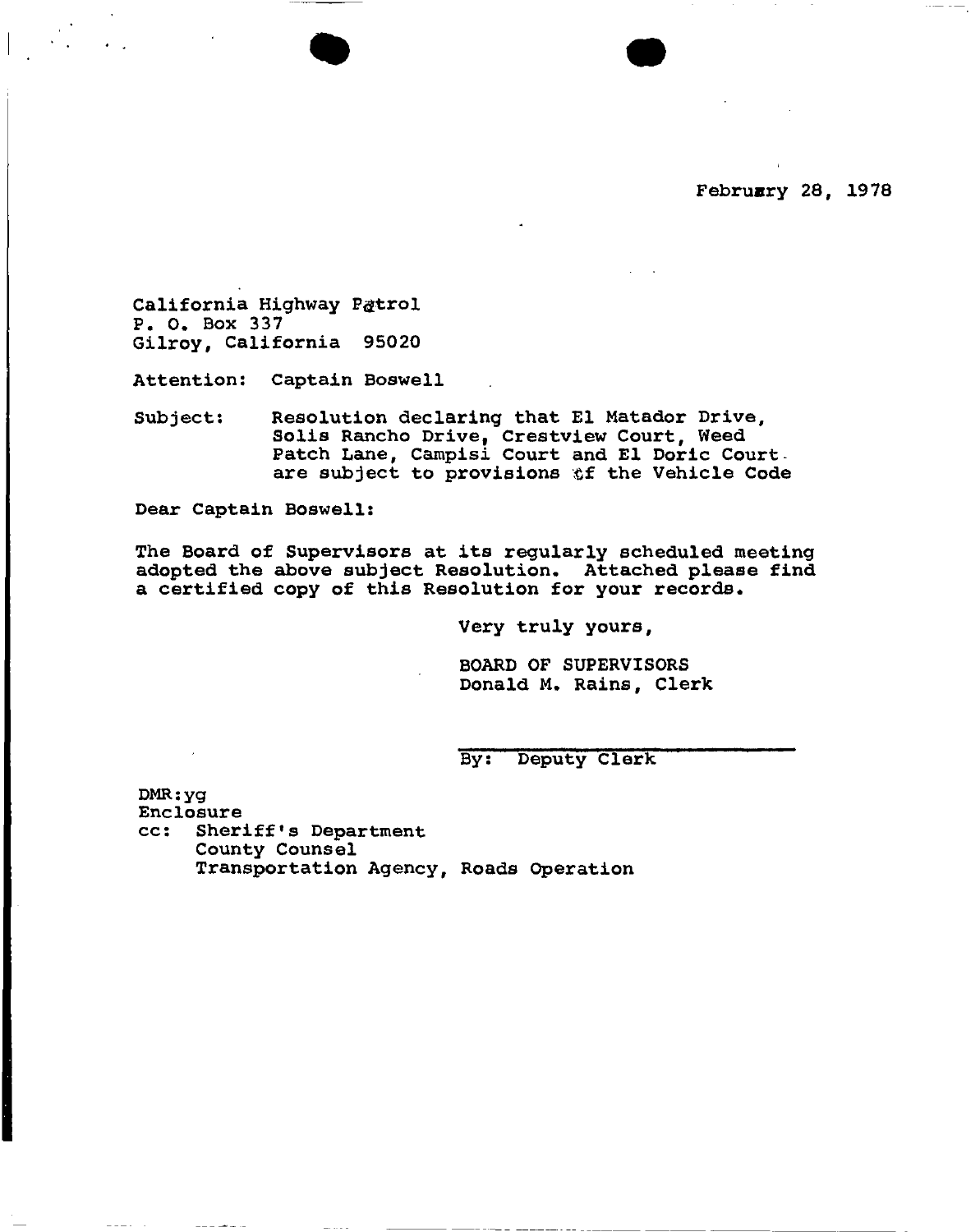February 28, 1978

California Highway Patrol
P. O. Box 337
Gilroy, California 95020

Attention: Captain Boswell

Subject: Resolution declaring that El Matador Drive, Solis Rancho Drive, Crestview Court, Weed Patch Lane, Campisi Court and El Doric Court are subject to provisions of the Vehicle Code

Dear Captain Boswell:

The Board of Supervisors at its regularly scheduled meeting adopted the above subject Resolution. Attached please find a certified copy of this Resolution for your records.

Very truly yours,

BOARD OF SUPERVISORS
Donald M. Rains, Clerk

By: Deputy Clerk

DMR:yg
Enclosure
cc: Sheriff's Department
County Counsel
Transportation Agency, Roads Operation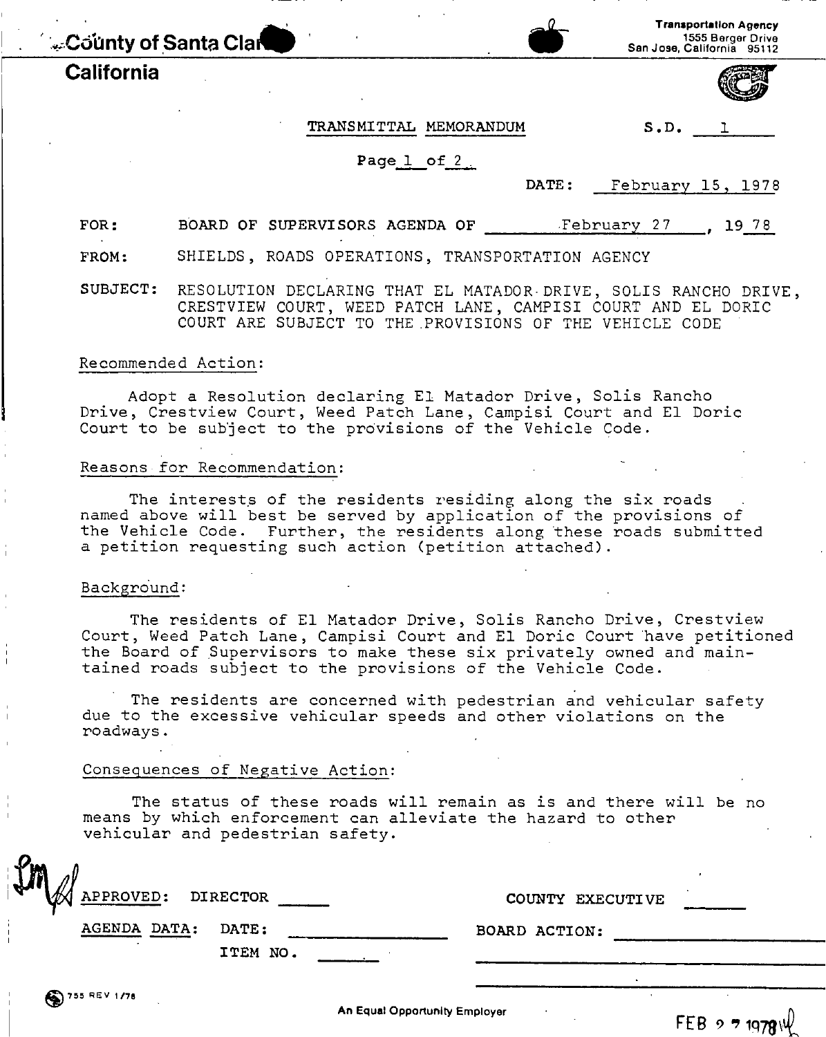County of Santa Clara

California

Transportation Agency
1555 Berger Drive
San Jose, California 95112

TRANSMITTAL MEMORANDUM

S.D. 1

Page 1 of 2

DATE: February 15, 1978

FOR: BOARD OF SUPERVISORS AGENDA OF February 27, 19 78

FROM: SHIELDS, ROADS OPERATIONS, TRANSPORTATION AGENCY

SUBJECT: RESOLUTION DECLARING THAT EL MATADOR DRIVE, SOLIS RANCHO DRIVE, CRESTVIEW COURT, WEED PATCH LANE, CAMPISI COURT AND EL DORIC COURT ARE SUBJECT TO THE PROVISIONS OF THE VEHICLE CODE

## Recommended Action:

Adopt a Resolution declaring El Matador Drive, Solis Rancho Drive, Crestview Court, Weed Patch Lane, Campisi Court and El Doric Court to be subject to the provisions of the Vehicle Code.

## Reasons for Recommendation:

The interests of the residents residing along the six roads named above will best be served by application of the provisions of the Vehicle Code. Further, the residents along these roads submitted a petition requesting such action (petition attached).

## Background:

The residents of El Matador Drive, Solis Rancho Drive, Crestview Court, Weed Patch Lane, Campisi Court and El Doric Court have petitioned the Board of Supervisors to make these six privately owned and maintained roads subject to the provisions of the Vehicle Code.

The residents are concerned with pedestrian and vehicular safety due to the excessive vehicular speeds and other violations on the roadways.

## Consequences of Negative Action:

The status of these roads will remain as is and there will be no means by which enforcement can alleviate the hazard to other vehicular and pedestrian safety.

APPROVED: DIRECTOR ______ COUNTY EXECUTIVE ______

AGENDA DATA: DATE: ______ BOARD ACTION: ______

ITEM NO. ______

755 REV 1/78

An Equal Opportunity Employer

FEB 27 1978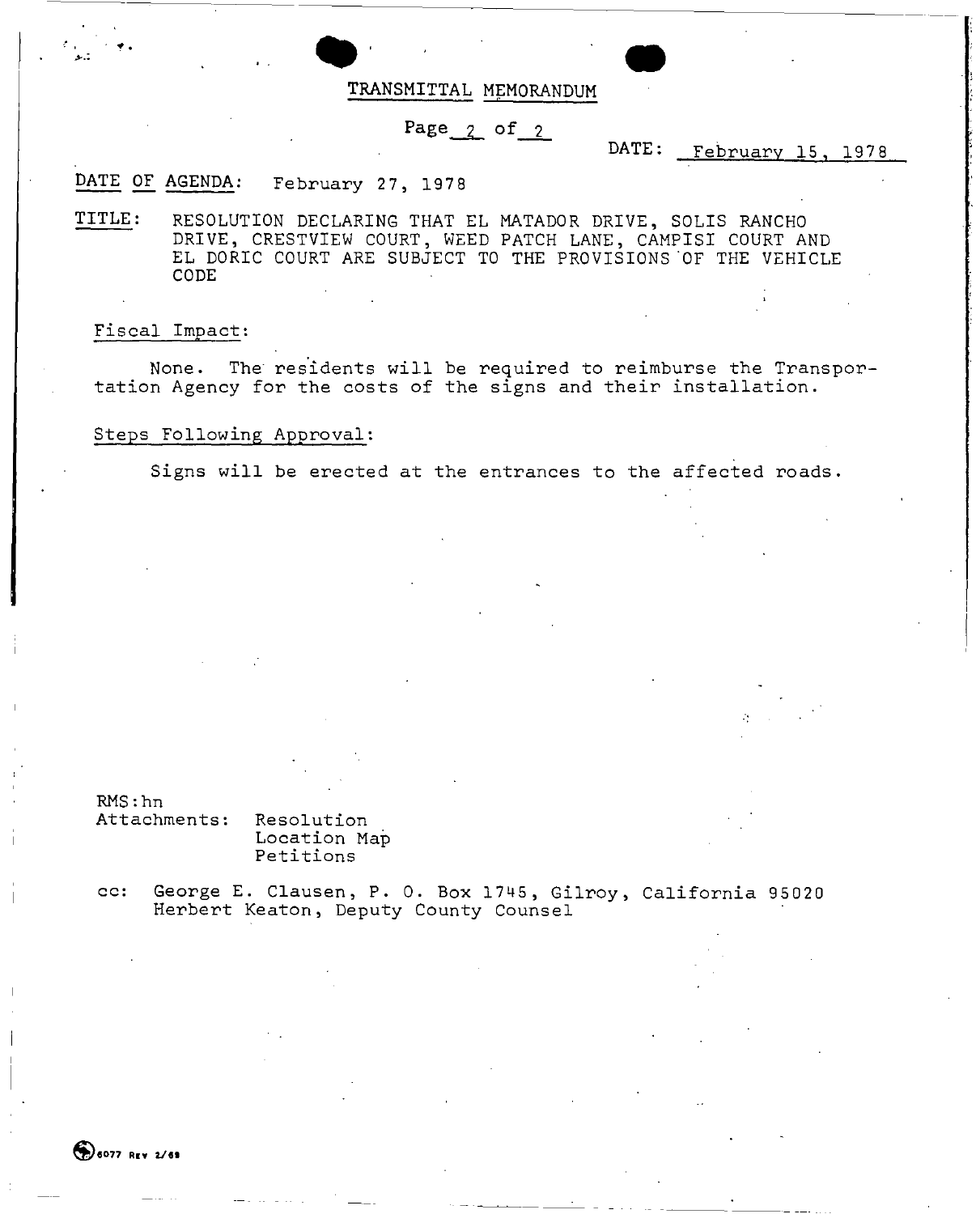# TRANSMITTAL MEMORANDUM

Page 2 of 2

DATE: February 15, 1978

DATE OF AGENDA: February 27, 1978

TITLE: RESOLUTION DECLARING THAT EL MATADOR DRIVE, SOLIS RANCHO DRIVE, CRESTVIEW COURT, WEED PATCH LANE, CAMPISI COURT AND EL DORIC COURT ARE SUBJECT TO THE PROVISIONS OF THE VEHICLE CODE

Fiscal Impact:

None. The residents will be required to reimburse the Transportation Agency for the costs of the signs and their installation.

Steps Following Approval:

Signs will be erected at the entrances to the affected roads.

RMS:hn

Attachments: Resolution
Location Map
Petitions

cc: George E. Clausen, P. O. Box 1745, Gilroy, California 95020
Herbert Keaton, Deputy County Counsel

6077 Rev 2/69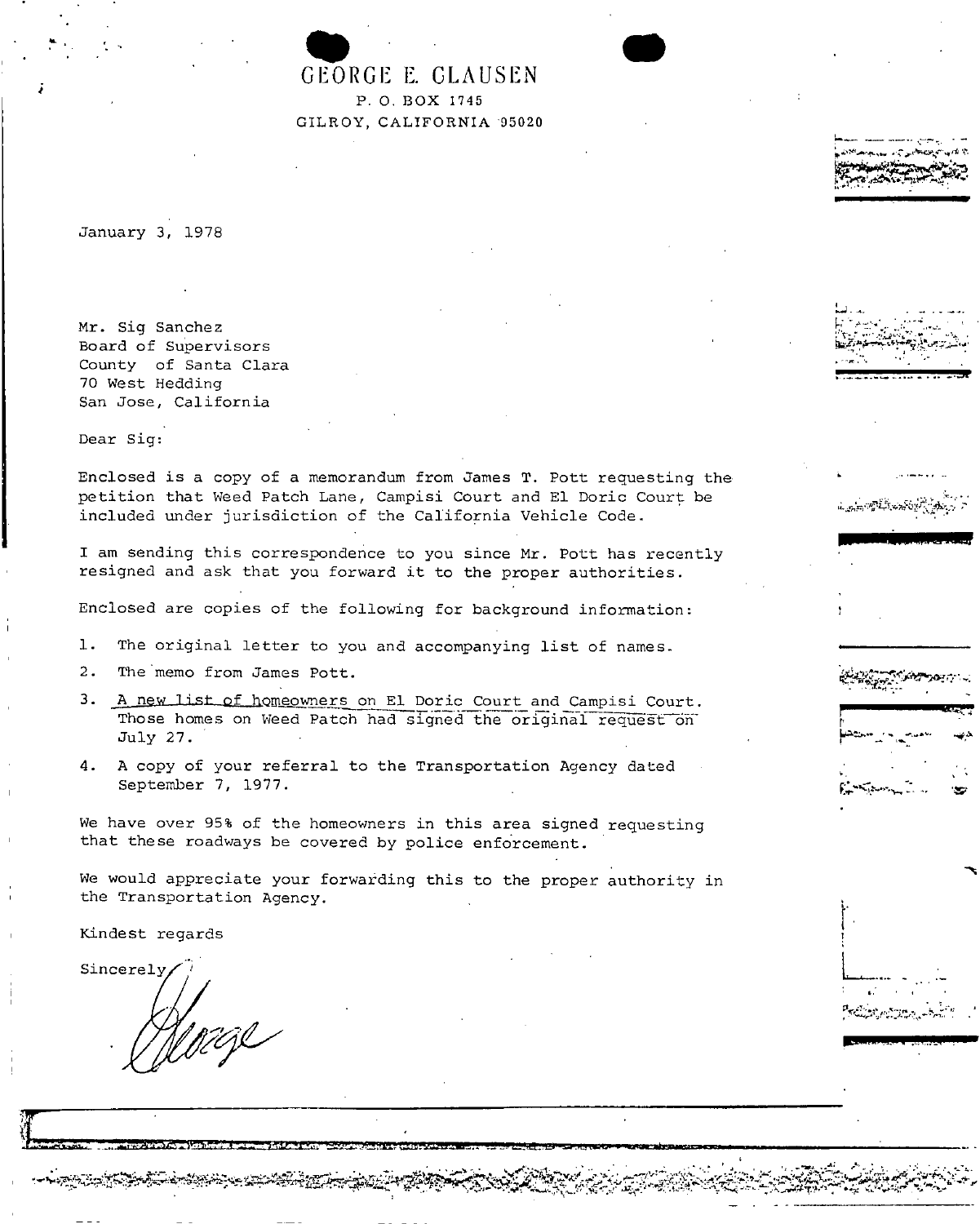# GEORGE E. CLAUSEN

P. O. BOX 1745
GILROY, CALIFORNIA 95020

January 3, 1978

Mr. Sig Sanchez
Board of Supervisors
County of Santa Clara
70 West Hedding
San Jose, California

Dear Sig:

Enclosed is a copy of a memorandum from James T. Pott requesting the petition that Weed Patch Lane, Campisi Court and El Doric Court be included under jurisdiction of the California Vehicle Code.

I am sending this correspondence to you since Mr. Pott has recently resigned and ask that you forward it to the proper authorities.

Enclosed are copies of the following for background information:

1. The original letter to you and accompanying list of names.
2. The memo from James Pott.
3. A new list of homeowners on El Doric Court and Campisi Court. Those homes on Weed Patch had signed the original request on July 27.
4. A copy of your referral to the Transportation Agency dated September 7, 1977.

We have over 95% of the homeowners in this area signed requesting that these roadways be covered by police enforcement.

We would appreciate your forwarding this to the proper authority in the Transportation Agency.

Kindest regards

Sincerely,

George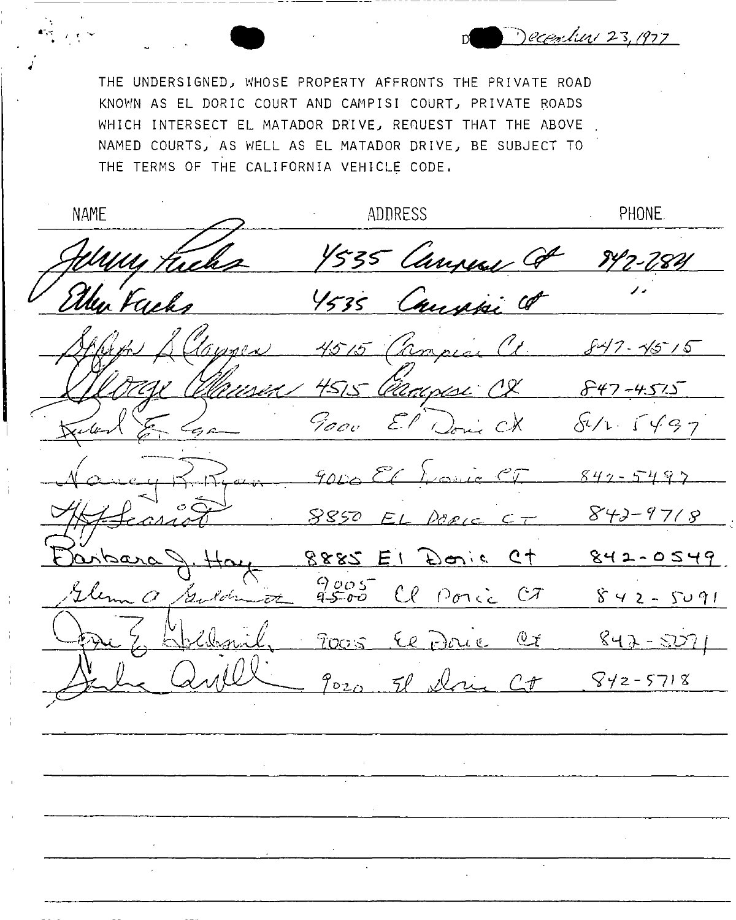December 23, 1977

THE UNDERSIGNED, WHOSE PROPERTY AFFRONTS THE PRIVATE ROAD KNOWN AS EL DORIC COURT AND CAMPISI COURT, PRIVATE ROADS WHICH INTERSECT EL MATADOR DRIVE, REQUEST THAT THE ABOVE NAMED COURTS, AS WELL AS EL MATADOR DRIVE, BE SUBJECT TO THE TERMS OF THE CALIFORNIA VEHICLE CODE.

| NAME | ADDRESS | PHONE |
| --- | --- | --- |
| Jerry Fuchs | 4535 Campisi Ct | 842-2841 |
| Ellen Fuchs | 4535 Campisi Ct | " |
| Gloria L Clausen | 4515 Campisi Ct. | 847-4515 |
| George Clausen | 4515 Campisi Ct | 847-4515 |
| Robert E. Ryan | 9000 El Doric Ct | 842-5497 |
| Nancy R. Ryan | 9000 El Doric CT | 842-5497 |
| H. J. Searcot | 8850 EL DORIC CT | 842-9718 |
| Barbara J. Hay | 8885 El Doric Ct | 842-0549 |
| Glenn A. Goldsmith | 9005 El Doric CT | 842-5091 |
| Jane E. Goldsmith | 9005 El Doric Ct | 842-5091 |
| Julie Quill | 9020 El Doric Ct | 842-5718 |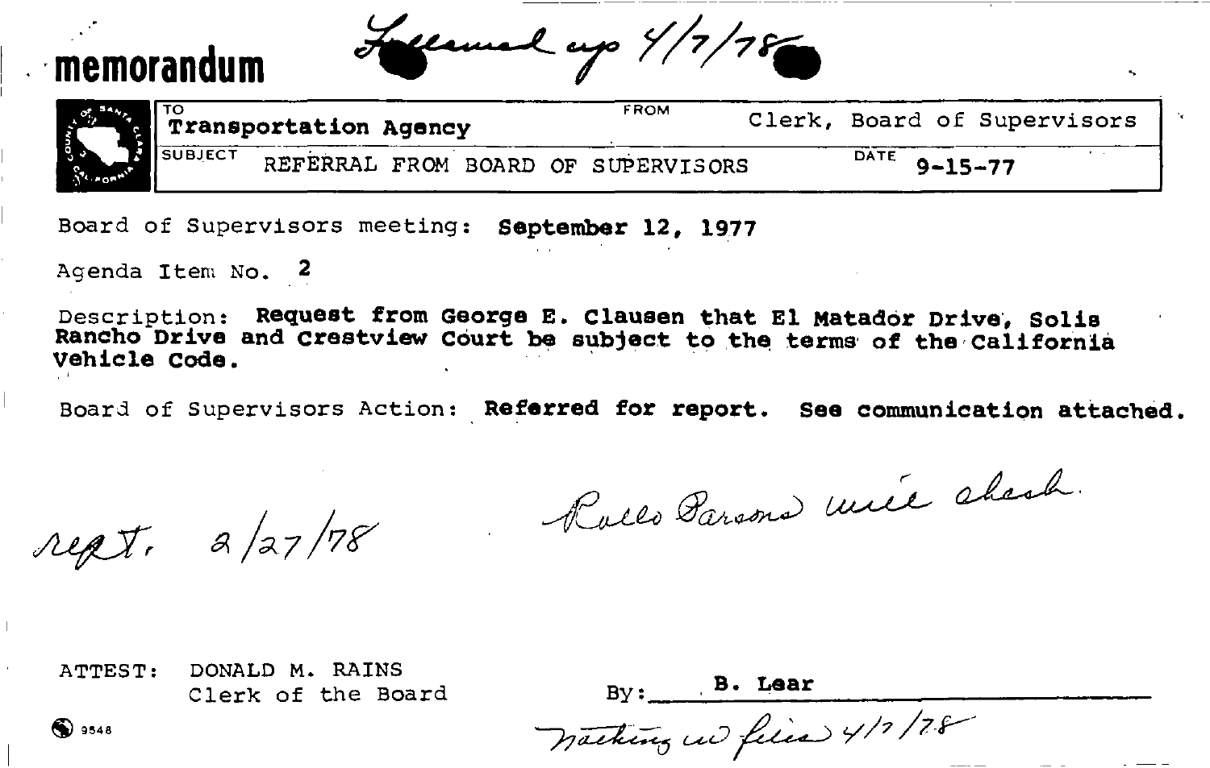# memorandum

*Followed up 4/7/78*

| TO | FROM |
|---|---|
| Transportation Agency | Clerk, Board of Supervisors |
| SUBJECT: REFERRAL FROM BOARD OF SUPERVISORS | DATE: 9-15-77 |

Board of Supervisors meeting: **September 12, 1977**

Agenda Item No. **2**

Description: **Request from George E. Clausen that El Matador Drive, Solis Rancho Drive and Crestview Court be subject to the terms of the California Vehicle Code.**

Board of Supervisors Action: **Referred for report. See communication attached.**

*rept. 2/27/78*

*Rollo Parsons will check.*

ATTEST: DONALD M. RAINS
Clerk of the Board

By: **B. Lear**

*Nothing w/ files 4/7/78*

9548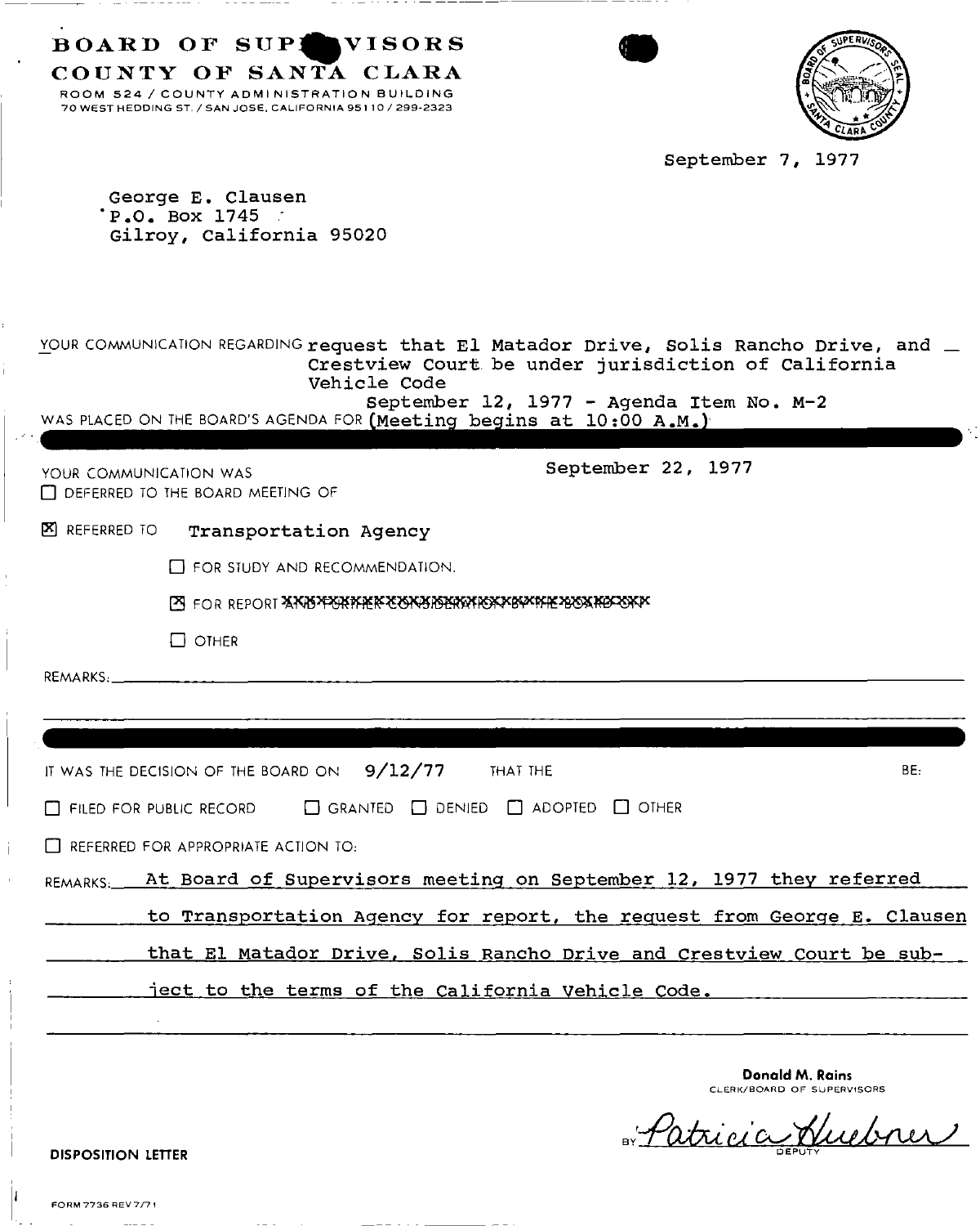# BOARD OF SUPERVISORS
## COUNTY OF SANTA CLARA

ROOM 524 / COUNTY ADMINISTRATION BUILDING
70 WEST HEDDING ST. / SAN JOSE, CALIFORNIA 95110 / 299-2323

September 7, 1977

George E. Clausen
P.O. Box 1745
Gilroy, California 95020

YOUR COMMUNICATION REGARDING request that El Matador Drive, Solis Rancho Drive, and Crestview Court be under jurisdiction of California Vehicle Code

WAS PLACED ON THE BOARD'S AGENDA FOR September 12, 1977 - Agenda Item No. M-2 (Meeting begins at 10:00 A.M.)

YOUR COMMUNICATION WAS

☐ DEFERRED TO THE BOARD MEETING OF September 22, 1977

☒ REFERRED TO Transportation Agency

☐ FOR STUDY AND RECOMMENDATION.

☒ FOR REPORT ~~AND FURTHER CONSIDERATION BY THE BOARD ON~~

☐ OTHER

REMARKS: 

IT WAS THE DECISION OF THE BOARD ON 9/12/77 THAT THE BE:

☐ FILED FOR PUBLIC RECORD ☐ GRANTED ☐ DENIED ☐ ADOPTED ☐ OTHER

☐ REFERRED FOR APPROPRIATE ACTION TO:

REMARKS: At Board of Supervisors meeting on September 12, 1977 they referred to Transportation Agency for report, the request from George E. Clausen that El Matador Drive, Solis Rancho Drive and Crestview Court be subject to the terms of the California Vehicle Code.

**Donald M. Rains**
CLERK/BOARD OF SUPERVISORS

BY Patricia Huebner
DEPUTY

**DISPOSITION LETTER**

FORM 7736 REV 7/71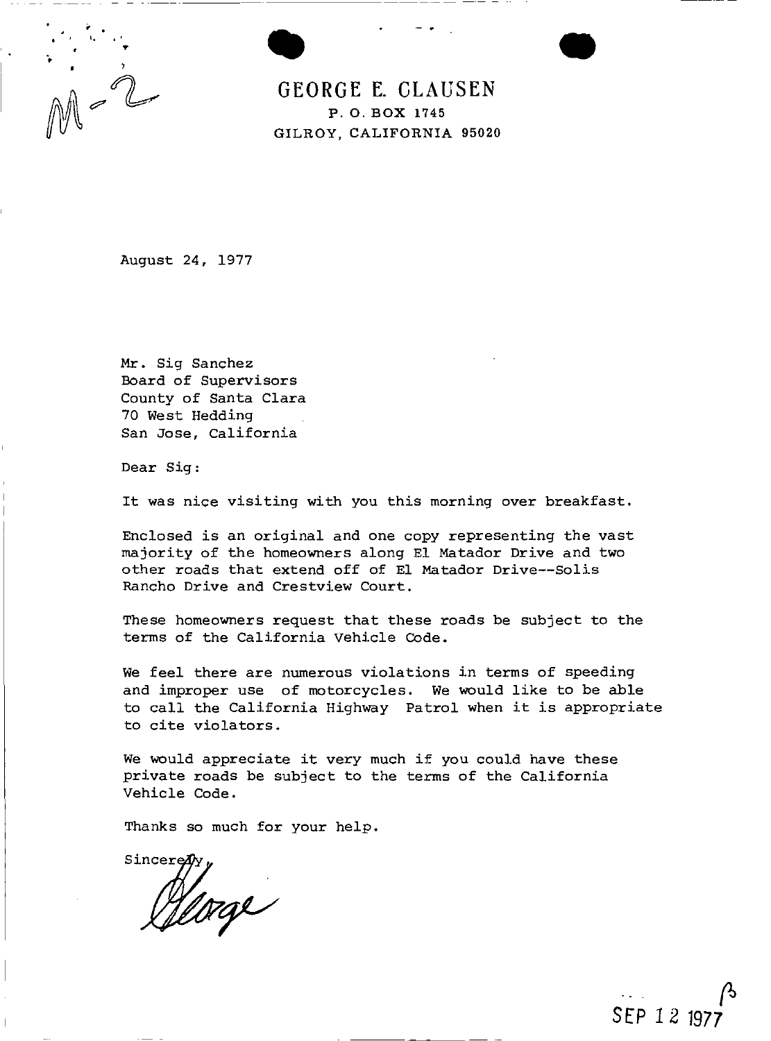M-2

# GEORGE E. CLAUSEN

P. O. BOX 1745
GILROY, CALIFORNIA 95020

August 24, 1977

Mr. Sig Sanchez
Board of Supervisors
County of Santa Clara
70 West Hedding
San Jose, California

Dear Sig:

It was nice visiting with you this morning over breakfast.

Enclosed is an original and one copy representing the vast majority of the homeowners along El Matador Drive and two other roads that extend off of El Matador Drive--Solis Rancho Drive and Crestview Court.

These homeowners request that these roads be subject to the terms of the California Vehicle Code.

We feel there are numerous violations in terms of speeding and improper use of motorcycles. We would like to be able to call the California Highway Patrol when it is appropriate to cite violators.

We would appreciate it very much if you could have these private roads be subject to the terms of the California Vehicle Code.

Thanks so much for your help.

Sincerely,

George

SEP 12 1977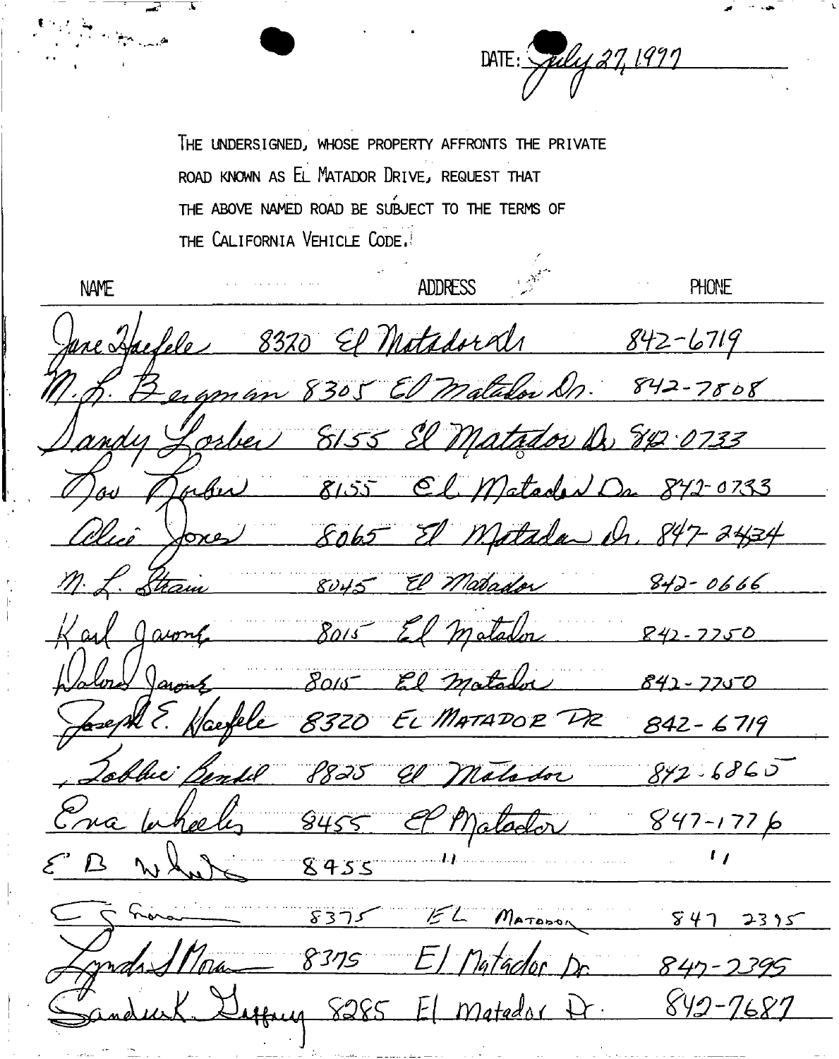DATE: July 27, 1997

THE UNDERSIGNED, WHOSE PROPERTY AFFRONTS THE PRIVATE ROAD KNOWN AS EL MATADOR DRIVE, REQUEST THAT THE ABOVE NAMED ROAD BE SUBJECT TO THE TERMS OF THE CALIFORNIA VEHICLE CODE.

| NAME | ADDRESS | PHONE |
| --- | --- | --- |
| June Haefele | 8320 El Matador Dr | 842-6719 |
| M. L. Bergman | 8305 El Matador Dr. | 842-7808 |
| Sandy Lorber | 8155 El Matador Dr. | 842-0733 |
| Lou Lorber | 8155 El Matador Dr | 842-0733 |
| Alice Jones | 8065 El Matador Dr. | 847-2434 |
| M. L. Strain | 8045 El Matador | 842-0666 |
| Karl Jaung | 8015 El Matador | 842-7750 |
| Dolores Jaung | 8015 El Matador | 842-7750 |
| Joseph E. Haefele | 8320 EL MATADOR DR | 842-6719 |
| Bobbie Bendel | 8825 El Matador | 842-6865 |
| Eva Wheeler | 8455 El Matador | 847-1776 |
| E B Wheeler | 8455 " | " |
| J. Moran | 8375 EL MATADOR | 847 2395 |
| Lynda J. Moran | 8375 El Matador Dr. | 847-2395 |
| Sandra K. Gaffney | 8285 El Matador Dr. | 842-7687 |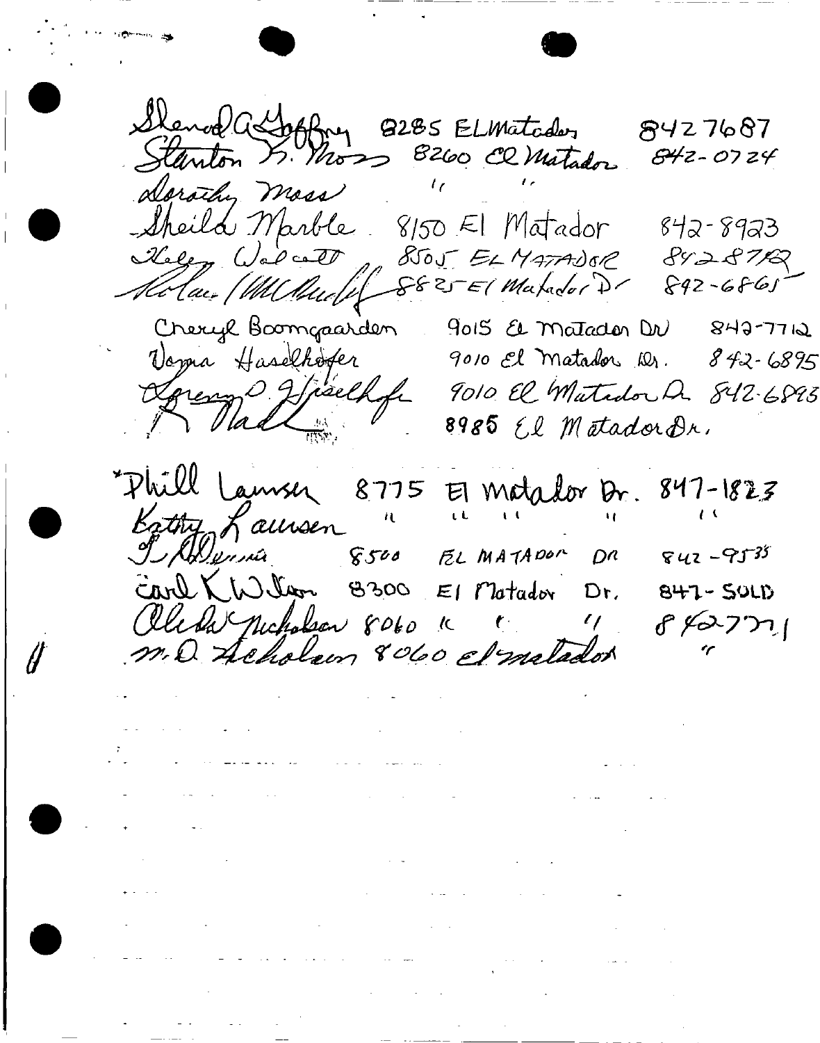| | | |
|---|---|---|
| Sherod A Gaffney | 8285 El Matador | 8427687 |
| Stanton S. Moss | 8260 El Matador | 842-0724 |
| Dorothy Moss | " | " |
| Sheila Marble | 8150 El Matador | 842-8923 |
| Helen Walcott | 8505 EL MATADOR | 842-8712 |
| Wallace (Will) Radcliff | 8825 El Matador Dr | 842-6861 |
| Cheryl Boomgaarden | 9015 El Matador Dr | 842-7712 |
| Verna Haselhofer | 9010 El Matador Dr. | 842-6895 |
| Lorenz D. Haselhofer | 9010 El Matador Dr | 842-6895 |
| R. Nadl | 8985 El Matador Dr. | |
| *Phill Lawsen | 8775 El Matador Dr. | 847-1823 |
| Kathy Lawsen | " " " | " |
| J. Alvarez | 8500 EL MATADOR DR | 842-9535 |
| Carl K Wilson | 8300 El Matador Dr. | 847-SOLD |
| Alida Nicholson | 8060 " " " | 8427771 |
| M.D. Nicholson | 8060 El Matador | " |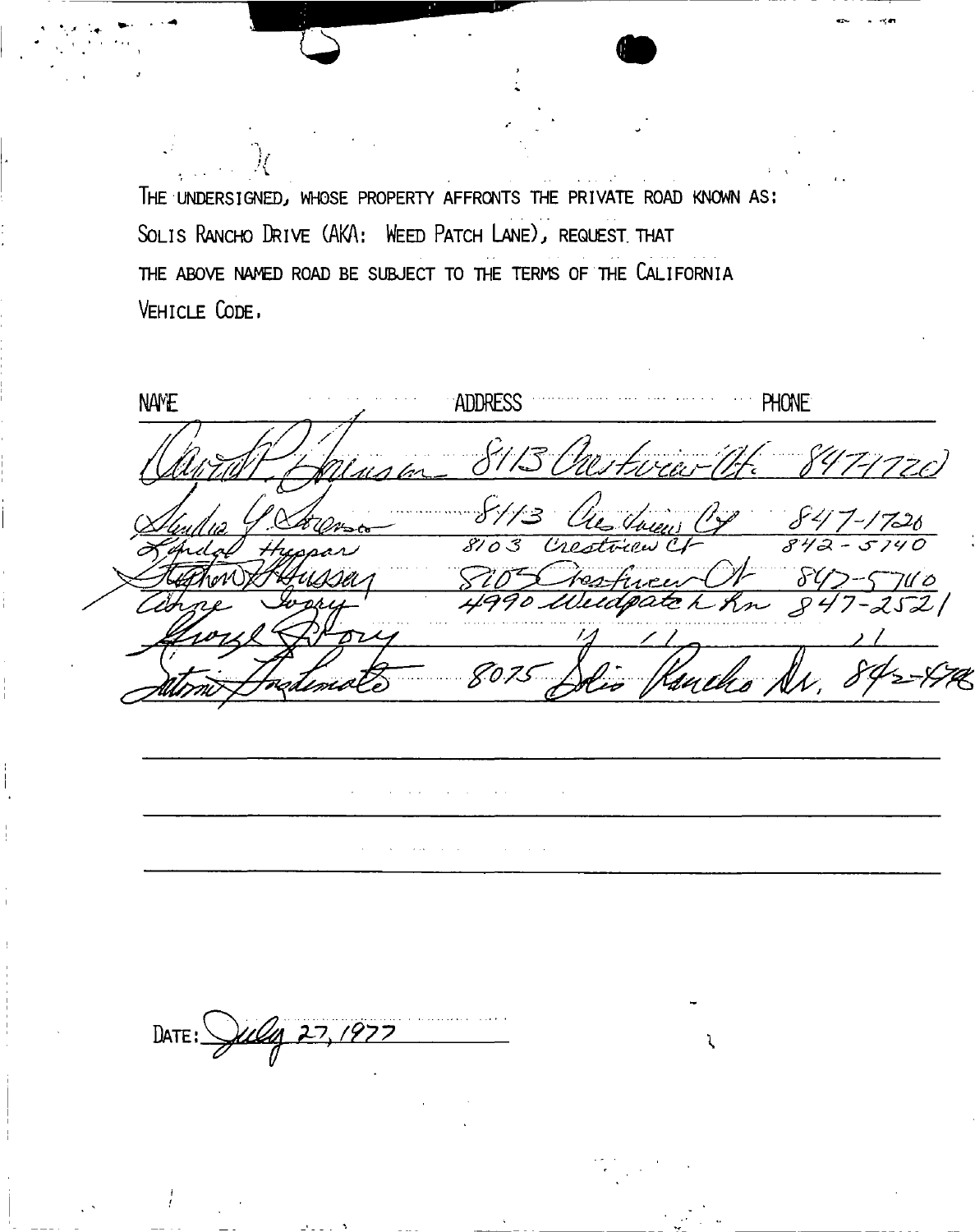THE UNDERSIGNED, WHOSE PROPERTY AFFRONTS THE PRIVATE ROAD KNOWN AS: SOLIS RANCHO DRIVE (AKA: WEED PATCH LANE), REQUEST THAT THE ABOVE NAMED ROAD BE SUBJECT TO THE TERMS OF THE CALIFORNIA VEHICLE CODE.

| NAME | ADDRESS | PHONE |
|---|---|---|
| Darrell P. Johnson | 8113 Crestview Ct. | 847-1720 |
| Sandra G. Johnson | 8113 Crestview Ct | 847-1720 |
| Linda Hussar | 8103 Crestview Ct | 842-5140 |
| Stephen Hussar | 8105 Crestview Ct | 847-5710 |
| Connie Ivory | 4990 Weedpatch Ln | 847-2521 |
| George Ivory | " " | " |
| Antoni Indelicato | 8075 Solis Rancho Dr. | 842-4776 |

DATE: July 27, 1977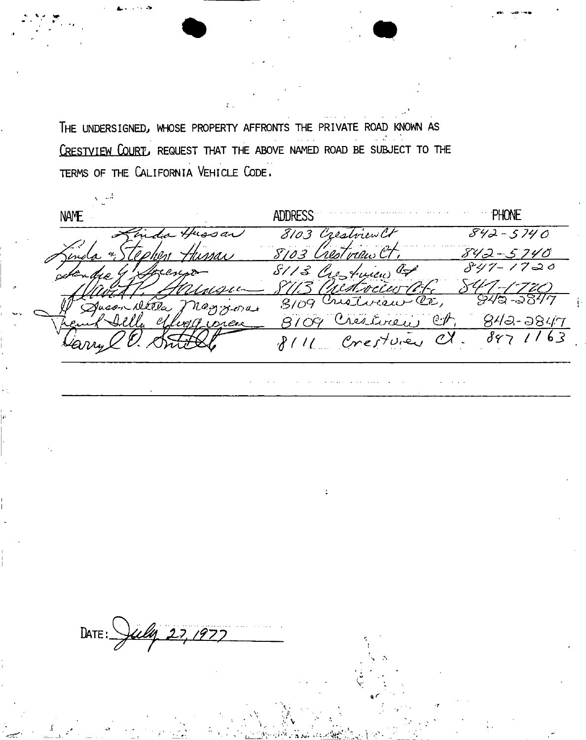THE UNDERSIGNED, WHOSE PROPERTY AFFRONTS THE PRIVATE ROAD KNOWN AS CRESTVIEW COURT, REQUEST THAT THE ABOVE NAMED ROAD BE SUBJECT TO THE TERMS OF THE CALIFORNIA VEHICLE CODE.

| NAME | ADDRESS | PHONE |
|---|---|---|
| Linda Hussar | 8103 Crestview Ct | 842-5740 |
| Linda & Stephen Hussar | 8103 Crestview Ct. | 842-5740 |
| Sandra J. Jensen | 8113 Crestview Ct | 847-1720 |
| David P. Jensen | 8113 Crestview Ct. | 847-1720 |
| Susan Della Maggiore | 8109 Crestview Ct, | 842-2847 |
| Frank Della Maggiore | 8109 Crestview Ct, | 842-2847 |
| Darryl D. Smith | 8111 Crestview Ct. | 847 1163 |

DATE: July 27, 1977